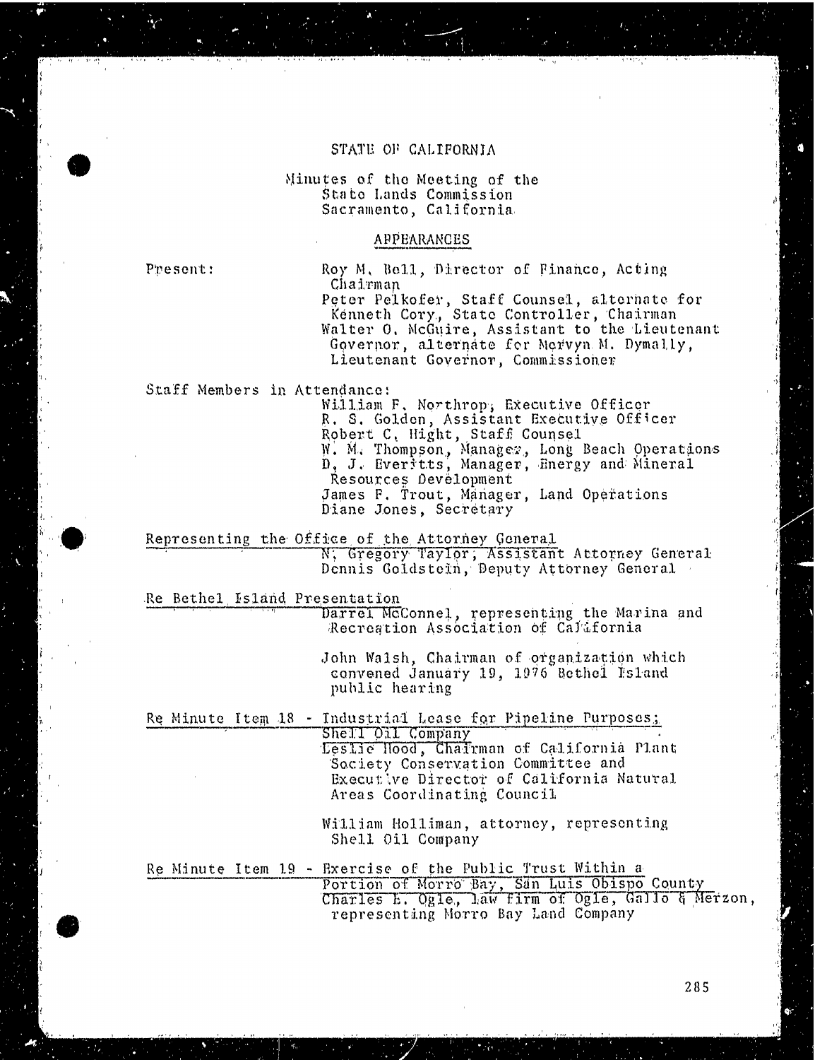# STATE OF CALIFORNIA

Minutes of the Meeting of the State Lands Commission Sacramento, California

## APPEARANCES

Present:

Roy M. Bell, Director of Finance, Acting Chairman

Peter Pelkofer, Staff Counsel, alternate for Kenneth Cory, State Controller, Chairman

Walter O. McGuire, Assistant to the Lieutenant Governor, alternate for Mervyn M. Dymally, Lieutenant Governor, Commissioner

Staff Members in Attendance:

William F. Northrop, Executive Officer
R. S. Golden, Assistant Executive Officer
Robert C. Hight, Staff Counsel
W. M. Thompson, Manager, Long Beach Operations
D. J. Everitts, Manager, Energy and Mineral Resources Development
James F. Trout, Manager, Land Operations
Diane Jones, Secretary

Representing the Office of the Attorney General

N. Gregory Taylor, Assistant Attorney General
Dennis Goldstein, Deputy Attorney General

Re Bethel Island Presentation

Darrel McConnel, representing the Marina and Recreation Association of California

John Walsh, Chairman of organization which convened January 19, 1976 Bethel Island public hearing

Re Minute Item 18 - Industrial Lease for Pipeline Purposes; Shell Oil Company

Leslie Hood, Chairman of California Plant Society Conservation Committee and Executive Director of California Natural Areas Coordinating Council

William Holliman, attorney, representing Shell Oil Company

Re Minute Item 19 - Exercise of the Public Trust Within a Portion of Morro Bay, San Luis Obispo County

Charles E. Ogle, law firm of Ogle, Gallo & Merzon, representing Morro Bay Land Company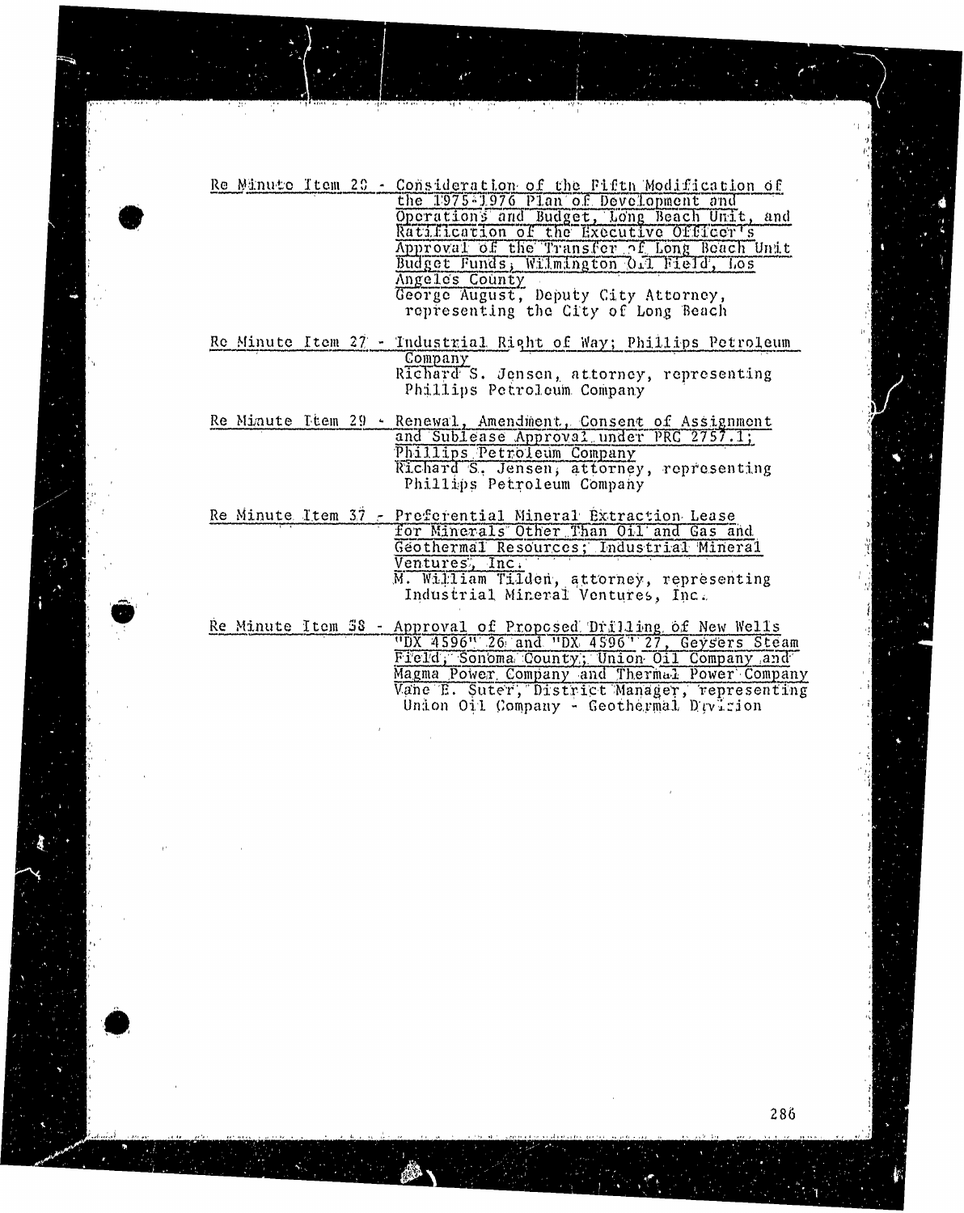Re Minute Item 20 - Consideration of the Fifth Modification of the 1975-1976 Plan of Development and Operations and Budget, Long Beach Unit, and Ratification of the Executive Officer's Approval of the Transfer of Long Beach Unit Budget Funds; Wilmington Oil Field, Los Angeles County

George August, Deputy City Attorney, representing the City of Long Beach

Re Minute Item 27 - Industrial Right of Way; Phillips Petroleum Company

Richard S. Jensen, attorney, representing Phillips Petroleum Company

Re Minute Item 29 - Renewal, Amendment, Consent of Assignment and Sublease Approval under PRC 2757.1; Phillips Petroleum Company

Richard S. Jensen, attorney, representing Phillips Petroleum Company

Re Minute Item 37 - Preferential Mineral Extraction Lease for Minerals Other Than Oil and Gas and Geothermal Resources; Industrial Mineral Ventures, Inc.

M. William Tilden, attorney, representing Industrial Mineral Ventures, Inc.

Re Minute Item 38 - Approval of Proposed Drilling of New Wells "DX 4596" 26 and "DX 4596" 27, Geysers Steam Field, Sonoma County; Union Oil Company and Magma Power Company and Thermal Power Company

Vane E. Suter, District Manager, representing Union Oil Company - Geothermal Division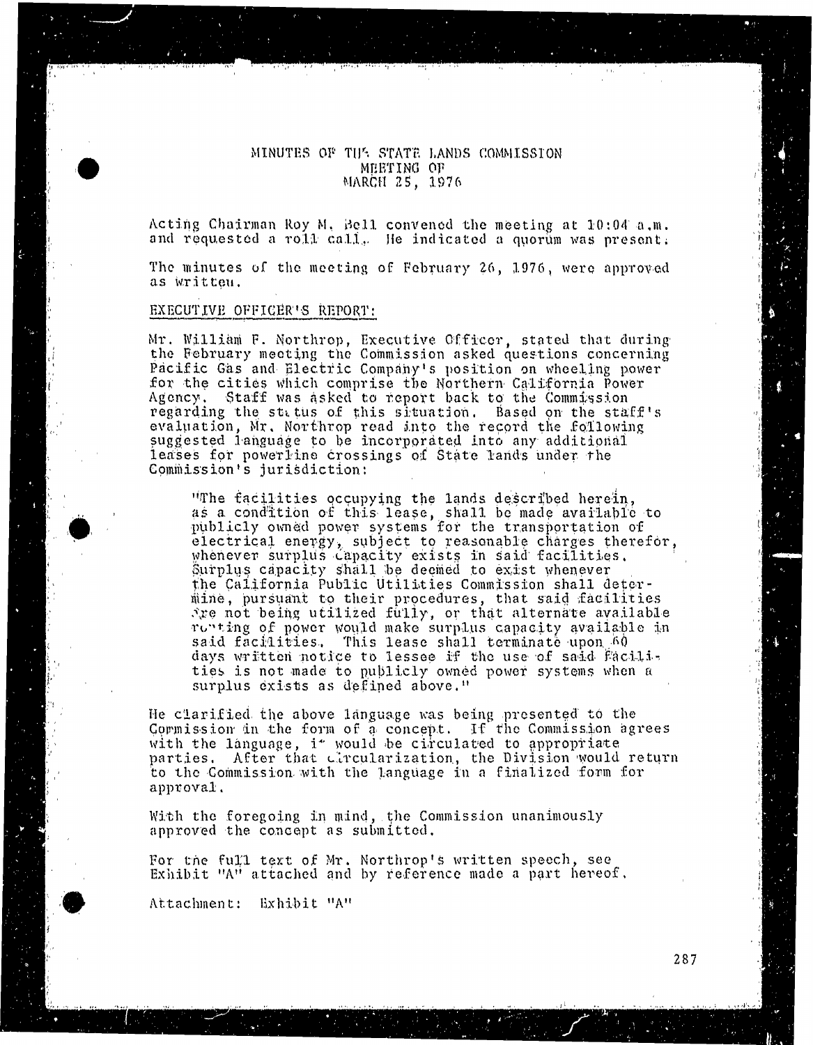# MINUTES OF THE STATE LANDS COMMISSION MEETING OF MARCH 25, 1976

Acting Chairman Roy M. Bell convened the meeting at 10:04 a.m. and requested a roll call. He indicated a quorum was present.

The minutes of the meeting of February 26, 1976, were approved as written.

## EXECUTIVE OFFICER'S REPORT:

Mr. William F. Northrop, Executive Officer, stated that during the February meeting the Commission asked questions concerning Pacific Gas and Electric Company's position on wheeling power for the cities which comprise the Northern California Power Agency. Staff was asked to report back to the Commission regarding the status of this situation. Based on the staff's evaluation, Mr. Northrop read into the record the following suggested language to be incorporated into any additional leases for powerline crossings of State lands under the Commission's jurisdiction:

> "The facilities occupying the lands described herein, as a condition of this lease, shall be made available to publicly owned power systems for the transportation of electrical energy, subject to reasonable charges therefor, whenever surplus capacity exists in said facilities. Surplus capacity shall be deemed to exist whenever the California Public Utilities Commission shall determine, pursuant to their procedures, that said facilities are not being utilized fully, or that alternate available routing of power would make surplus capacity available in said facilities. This lease shall terminate upon 60 days written notice to lessee if the use of said facilities is not made to publicly owned power systems when a surplus exists as defined above."

He clarified the above language was being presented to the Commission in the form of a concept. If the Commission agrees with the language, it would be circulated to appropriate parties. After that circularization, the Division would return to the Commission with the language in a finalized form for approval.

With the foregoing in mind, the Commission unanimously approved the concept as submitted.

For the full text of Mr. Northrop's written speech, see Exhibit "A" attached and by reference made a part hereof.

Attachment: Exhibit "A"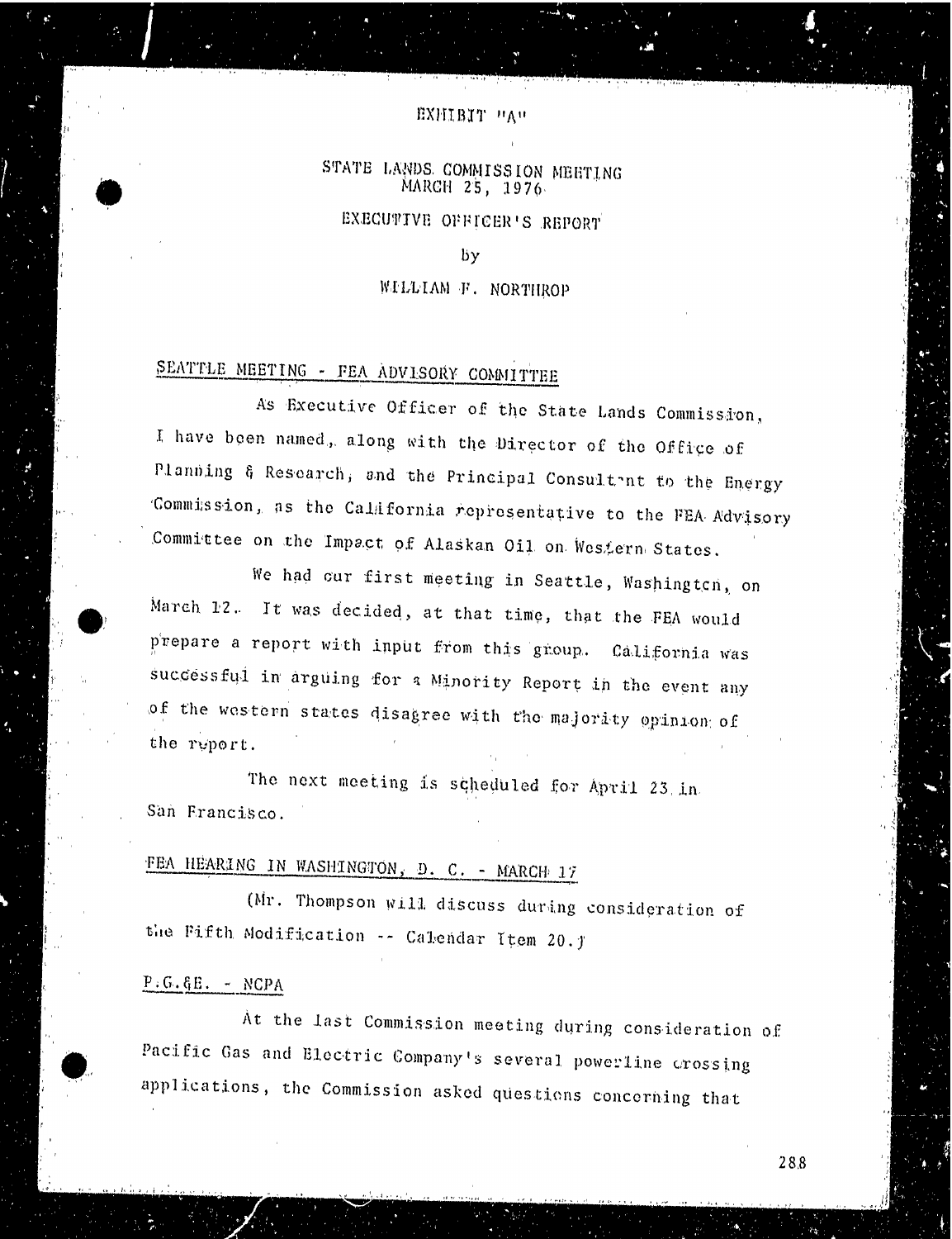EXHIBIT "A"

STATE LANDS COMMISSION MEETING
MARCH 25, 1976

EXECUTIVE OFFICER'S REPORT

by

WILLIAM F. NORTHROP

## SEATTLE MEETING - FEA ADVISORY COMMITTEE

As Executive Officer of the State Lands Commission, I have been named, along with the Director of the Office of Planning & Research, and the Principal Consultant to the Energy Commission, as the California representative to the FEA Advisory Committee on the Impact of Alaskan Oil on Western States.

We had our first meeting in Seattle, Washington, on March 12. It was decided, at that time, that the FEA would prepare a report with input from this group. California was successful in arguing for a Minority Report in the event any of the western states disagree with the majority opinion of the report.

The next meeting is scheduled for April 23 in San Francisco.

## FEA HEARING IN WASHINGTON, D. C. - MARCH 17

(Mr. Thompson will discuss during consideration of the Fifth Modification -- Calendar Item 20.)

## P.G.&E. - NCPA

At the last Commission meeting during consideration of Pacific Gas and Electric Company's several powerline crossing applications, the Commission asked questions concerning that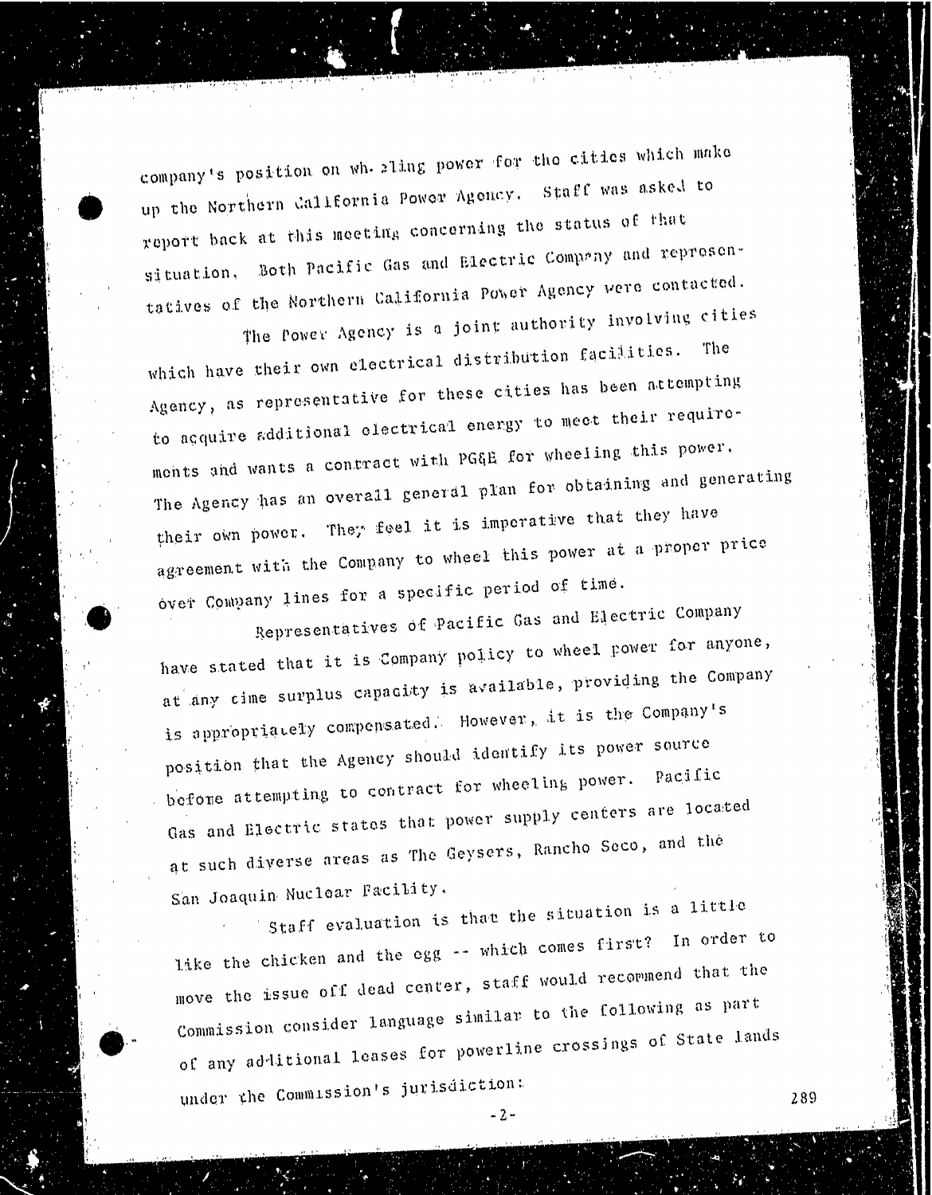company's position on wheeling power for the cities which make up the Northern California Power Agency. Staff was asked to report back at this meeting concerning the status of that situation. Both Pacific Gas and Electric Company and representatives of the Northern California Power Agency were contacted.

The Power Agency is a joint authority involving cities which have their own electrical distribution facilities. The Agency, as representative for these cities has been attempting to acquire additional electrical energy to meet their requirements and wants a contract with PG&E for wheeling this power. The Agency has an overall general plan for obtaining and generating their own power. They feel it is imperative that they have agreement with the Company to wheel this power at a proper price over Company lines for a specific period of time.

Representatives of Pacific Gas and Electric Company have stated that it is Company policy to wheel power for anyone, at any time surplus capacity is available, providing the Company is appropriately compensated. However, it is the Company's position that the Agency should identify its power source before attempting to contract for wheeling power. Pacific Gas and Electric states that power supply centers are located at such diverse areas as The Geysers, Rancho Seco, and the San Joaquin Nuclear Facility.

Staff evaluation is that the situation is a little like the chicken and the egg -- which comes first? In order to move the issue off dead center, staff would recommend that the Commission consider language similar to the following as part of any additional leases for powerline crossings of State lands under the Commission's jurisdiction: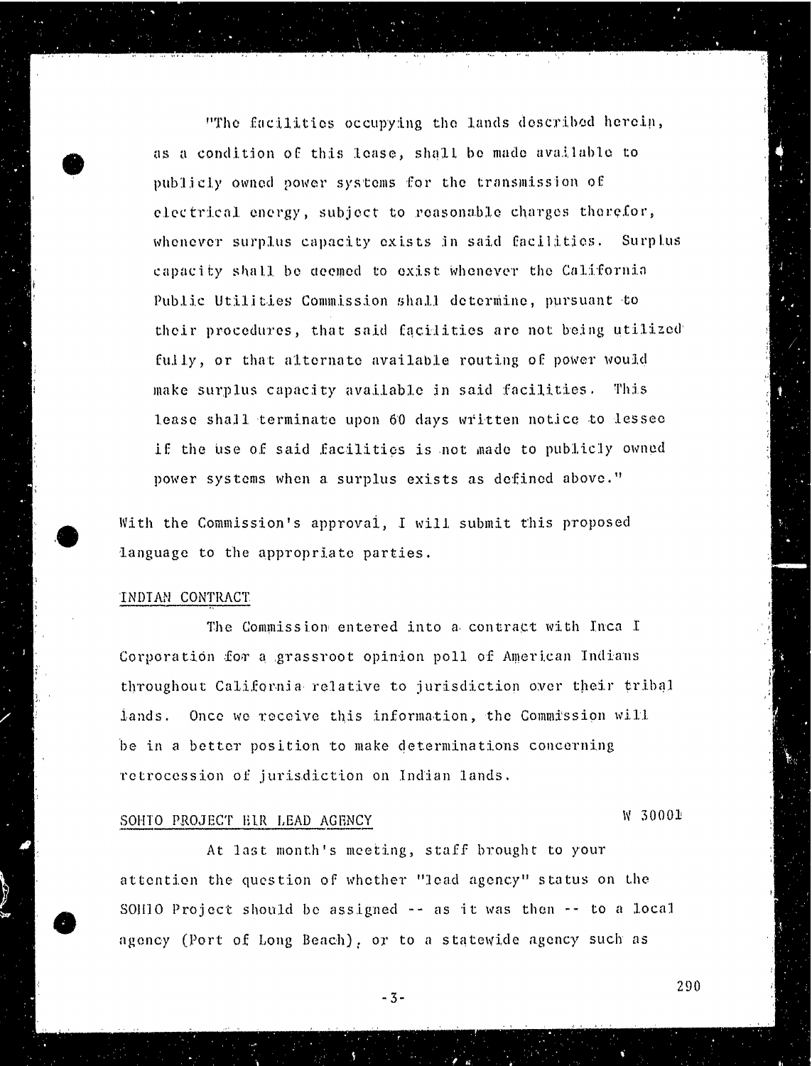"The facilities occupying the lands described herein, as a condition of this lease, shall be made available to publicly owned power systems for the transmission of electrical energy, subject to reasonable charges therefor, whenever surplus capacity exists in said facilities. Surplus capacity shall be deemed to exist whenever the California Public Utilities Commission shall determine, pursuant to their procedures, that said facilities are not being utilized fully, or that alternate available routing of power would make surplus capacity available in said facilities. This lease shall terminate upon 60 days written notice to lessee if the use of said facilities is not made to publicly owned power systems when a surplus exists as defined above."

With the Commission's approval, I will submit this proposed language to the appropriate parties.

INDIAN CONTRACT

The Commission entered into a contract with Inca I Corporation for a grassroot opinion poll of American Indians throughout California relative to jurisdiction over their tribal lands. Once we receive this information, the Commission will be in a better position to make determinations concerning retrocession of jurisdiction on Indian lands.

SOHIO PROJECT EIR LEAD AGENCY W 30001

At last month's meeting, staff brought to your attention the question of whether "lead agency" status on the SOHIO Project should be assigned -- as it was then -- to a local agency (Port of Long Beach), or to a statewide agency such as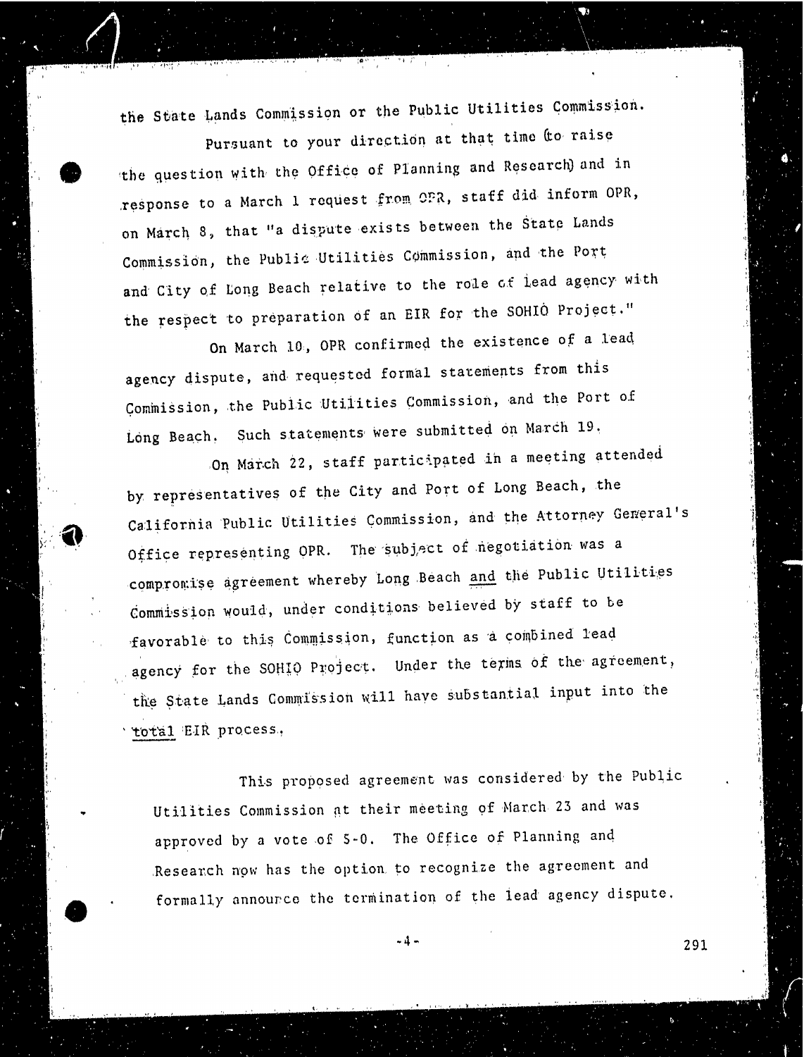the State Lands Commission or the Public Utilities Commission.

Pursuant to your direction at that time (to raise the question with the Office of Planning and Research) and in response to a March 1 request from OPR, staff did inform OPR, on March 8, that "a dispute exists between the State Lands Commission, the Public Utilities Commission, and the Port and City of Long Beach relative to the role of lead agency with the respect to preparation of an EIR for the SOHIO Project."

On March 10, OPR confirmed the existence of a lead agency dispute, and requested formal statements from this Commission, the Public Utilities Commission, and the Port of Long Beach. Such statements were submitted on March 19.

On March 22, staff participated in a meeting attended by representatives of the City and Port of Long Beach, the California Public Utilities Commission, and the Attorney General's Office representing OPR. The subject of negotiation was a compromise agreement whereby Long Beach <u>and</u> the Public Utilities Commission would, under conditions believed by staff to be favorable to this Commission, function as a combined lead agency for the SOHIO Project. Under the terms of the agreement, the State Lands Commission will have substantial input into the <u>total</u> EIR process.

This proposed agreement was considered by the Public Utilities Commission at their meeting of March 23 and was approved by a vote of 5-0. The Office of Planning and Research now has the option to recognize the agreement and formally announce the termination of the lead agency dispute.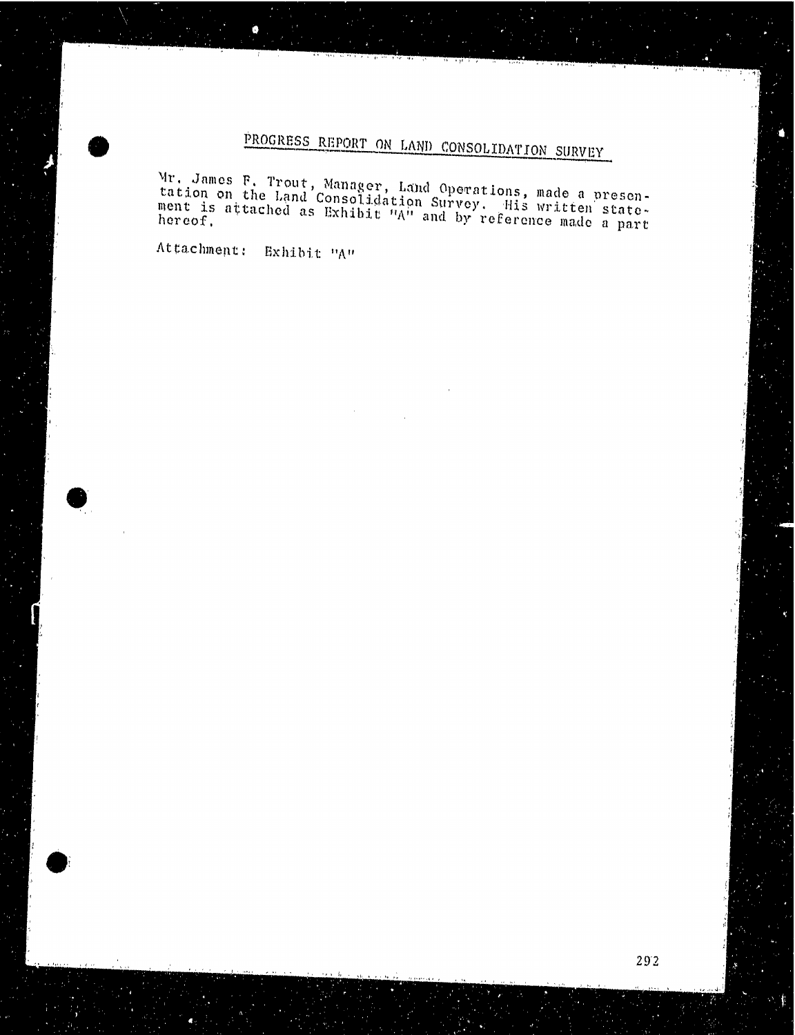## PROGRESS REPORT ON LAND CONSOLIDATION SURVEY

Mr. James F. Trout, Manager, Land Operations, made a presentation on the Land Consolidation Survey. His written statement is attached as Exhibit "A" and by reference made a part hereof.

Attachment: Exhibit "A"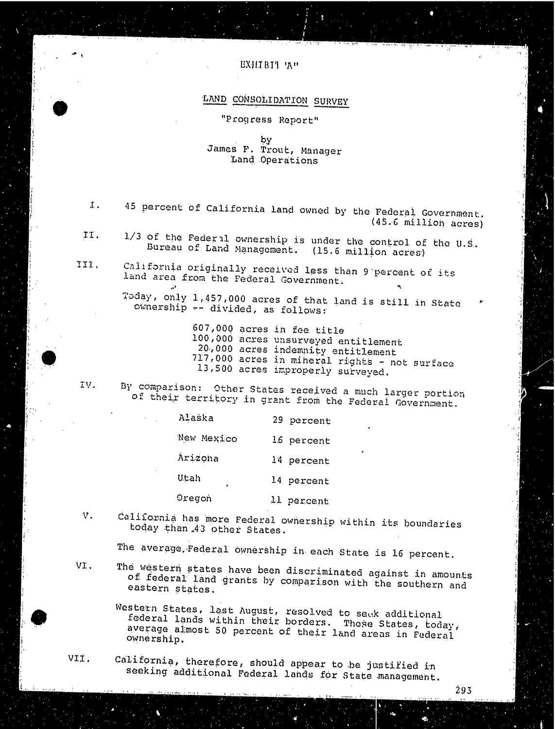EXHIBIT "A"

# LAND CONSOLIDATION SURVEY

"Progress Report"

by
James P. Trout, Manager
Land Operations

I. 45 percent of California land owned by the Federal Government. (45.6 million acres)

II. 1/3 of the Federal ownership is under the control of the U.S. Bureau of Land Management. (15.6 million acres)

III. California originally received less than 9 percent of its land area from the Federal Government.

Today, only 1,457,000 acres of that land is still in State ownership -- divided, as follows:

607,000 acres in fee title
100,000 acres unsurveyed entitlement
20,000 acres indemnity entitlement
717,000 acres in mineral rights - not surface
13,500 acres improperly surveyed.

IV. By comparison: Other States received a much larger portion of their territory in grant from the Federal Government.

| | |
|---|---|
| Alaska | 29 percent |
| New Mexico | 16 percent |
| Arizona | 14 percent |
| Utah | 14 percent |
| Oregon | 11 percent |

V. California has more Federal ownership within its boundaries today than 43 other States.

The average Federal ownership in each State is 16 percent.

VI. The western states have been discriminated against in amounts of federal land grants by comparison with the southern and eastern states.

Western States, last August, resolved to seek additional federal lands within their borders. These States, today, average almost 50 percent of their land areas in Federal ownership.

VII. California, therefore, should appear to be justified in seeking additional Federal lands for State management.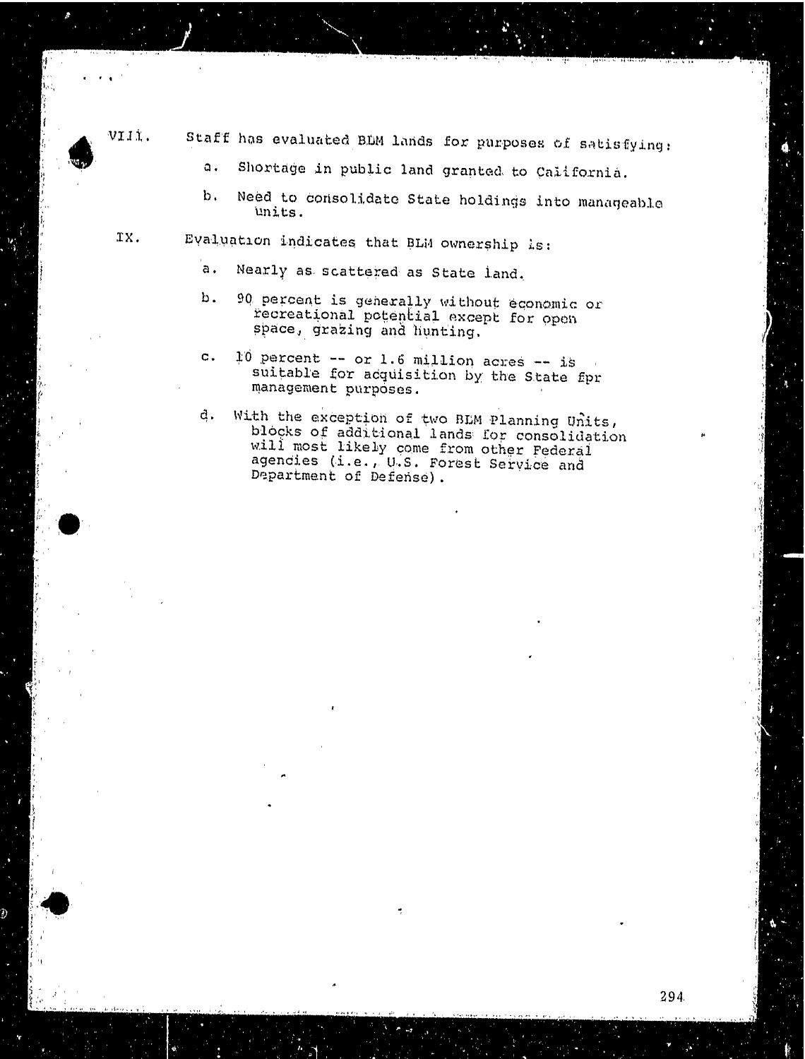VIII. Staff has evaluated BLM lands for purposes of satisfying:

a. Shortage in public land granted to California.

b. Need to consolidate State holdings into manageable units.

IX. Evaluation indicates that BLM ownership is:

a. Nearly as scattered as State land.

b. 90 percent is generally without economic or recreational potential except for open space, grazing and hunting.

c. 10 percent -- or 1.6 million acres -- is suitable for acquisition by the State fpr management purposes.

d. With the exception of two BLM Planning Units, blocks of additional lands for consolidation will most likely come from other Federal agencies (i.e., U.S. Forest Service and Department of Defense).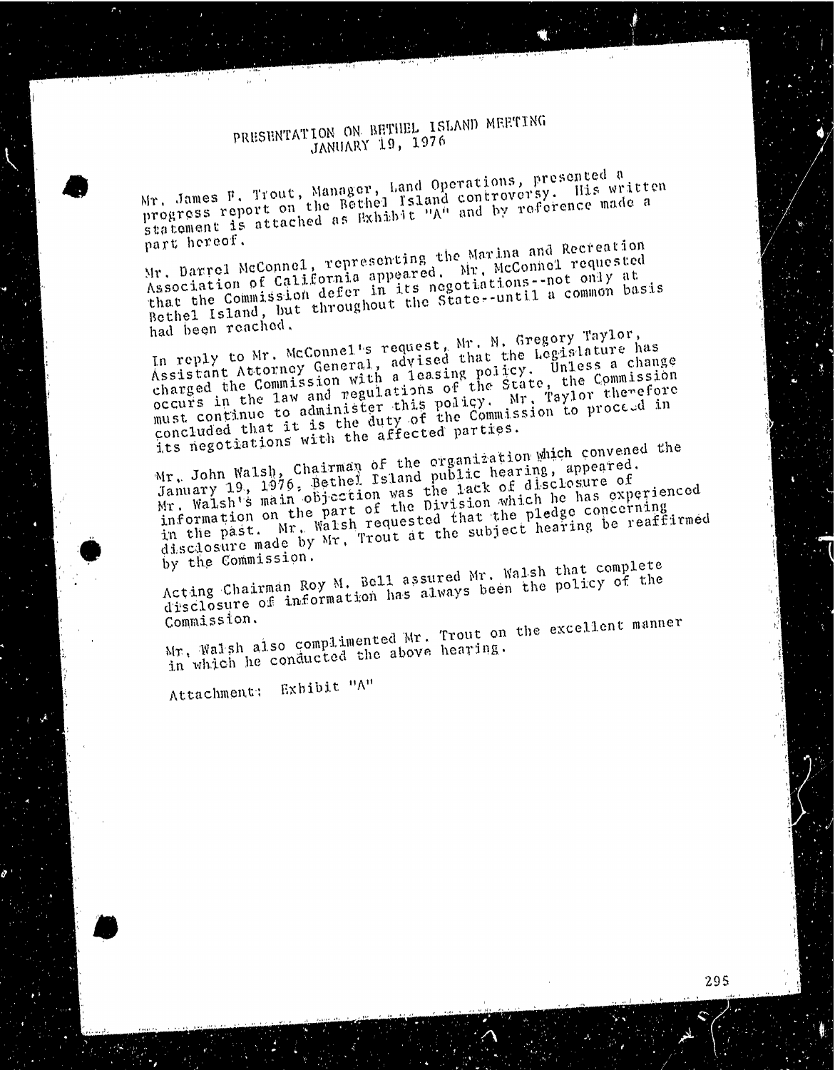# PRESENTATION ON BETHEL ISLAND MEETING
## JANUARY 19, 1976

Mr. James F. Trout, Manager, Land Operations, presented a progress report on the Bethel Island controversy. His written statement is attached as Exhibit "A" and by reference made a part hereof.

Mr. Darrel McConnel, representing the Marina and Recreation Association of California appeared. Mr. McConnel requested that the Commission defer in its negotiations--not only at Bethel Island, but throughout the State--until a common basis had been reached.

In reply to Mr. McConnel's request, Mr. N. Gregory Taylor, Assistant Attorney General, advised that the Legislature has charged the Commission with a leasing policy. Unless a change occurs in the law and regulations of the State, the Commission must continue to administer this policy. Mr. Taylor therefore concluded that it is the duty of the Commission to proceed in its negotiations with the affected parties.

Mr. John Walsh, Chairman of the organization which convened the January 19, 1976, Bethel Island public hearing, appeared. Mr. Walsh's main objection was the lack of disclosure of information on the part of the Division which he has experienced in the past. Mr. Walsh requested that the pledge concerning disclosure made by Mr. Trout at the subject hearing be reaffirmed by the Commission.

Acting Chairman Roy M. Bell assured Mr. Walsh that complete disclosure of information has always been the policy of the Commission.

Mr. Walsh also complimented Mr. Trout on the excellent manner in which he conducted the above hearing.

Attachment: Exhibit "A"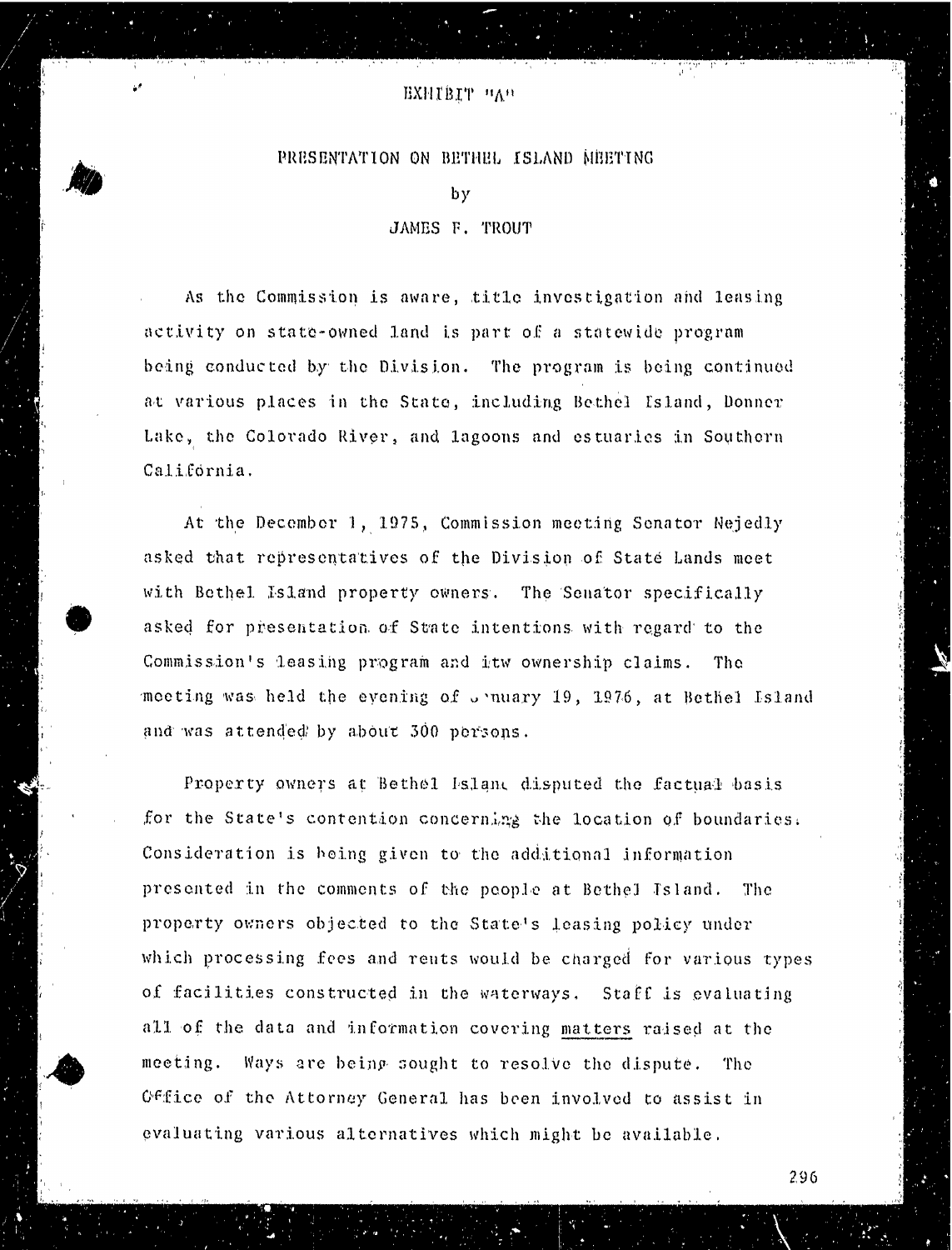EXHIBIT "A"

PRESENTATION ON BETHEL ISLAND MEETING

by

JAMES F. TROUT

As the Commission is aware, title investigation and leasing activity on state-owned land is part of a statewide program being conducted by the Division. The program is being continued at various places in the State, including Bethel Island, Donner Lake, the Colorado River, and lagoons and estuaries in Southern California.

At the December 1, 1975, Commission meeting Senator Nejedly asked that representatives of the Division of State Lands meet with Bethel Island property owners. The Senator specifically asked for presentation of State intentions with regard to the Commission's leasing program and itw ownership claims. The meeting was held the evening of January 19, 1976, at Bethel Island and was attended by about 300 persons.

Property owners at Bethel Island disputed the factual basis for the State's contention concerning the location of boundaries. Consideration is being given to the additional information presented in the comments of the people at Bethel Island. The property owners objected to the State's leasing policy under which processing fees and rents would be charged for various types of facilities constructed in the waterways. Staff is evaluating all of the data and information covering matters raised at the meeting. Ways are being sought to resolve the dispute. The Office of the Attorney General has been involved to assist in evaluating various alternatives which might be available.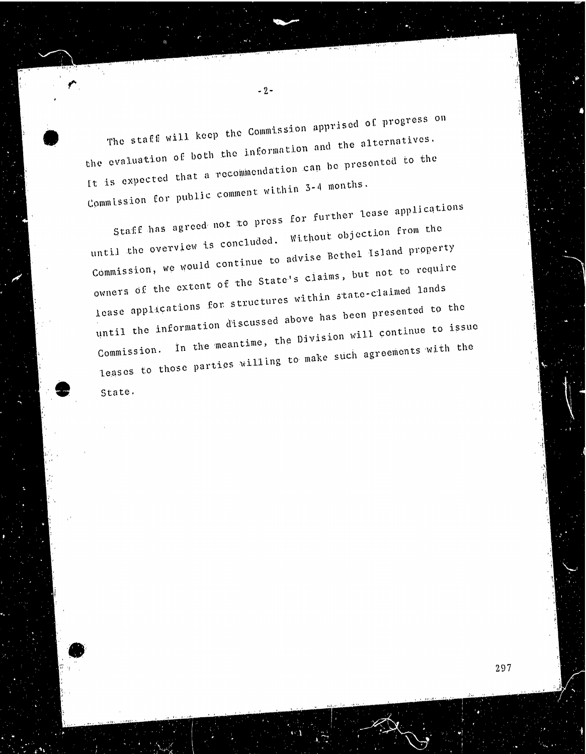The staff will keep the Commission apprised of progress on the evaluation of both the information and the alternatives. It is expected that a recommendation can be presented to the Commission for public comment within 3-4 months.

Staff has agreed not to press for further lease applications until the overview is concluded. Without objection from the Commission, we would continue to advise Bethel Island property owners of the extent of the State's claims, but not to require lease applications for structures within state-claimed lands until the information discussed above has been presented to the Commission. In the meantime, the Division will continue to issue leases to those parties willing to make such agreements with the State.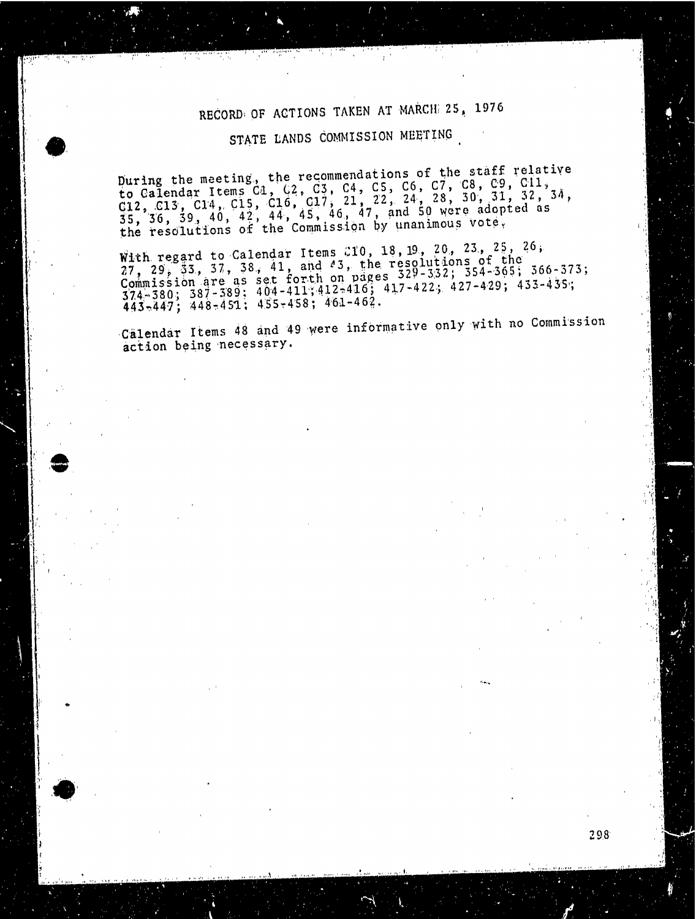# RECORD OF ACTIONS TAKEN AT MARCH 25, 1976

## STATE LANDS COMMISSION MEETING

During the meeting, the recommendations of the staff relative to Calendar Items C1, C2, C3, C4, C5, C6, C7, C8, C9, C11, C12, C13, C14, C15, C16, C17, 21, 22, 24, 28, 30, 31, 32, 34, 35, 36, 39, 40, 42, 44, 45, 46, 47, and 50 were adopted as the resolutions of the Commission by unanimous vote.

With regard to Calendar Items C10, 18, 19, 20, 23, 25, 26, 27, 29, 33, 37, 38, 41, and 43, the resolutions of the Commission are as set forth on pages 329-332; 354-365; 366-373; 374-380; 387-389; 404-411; 412-416; 417-422; 427-429; 433-435; 443-447; 448-451; 455-458; 461-462.

Calendar Items 48 and 49 were informative only with no Commission action being necessary.